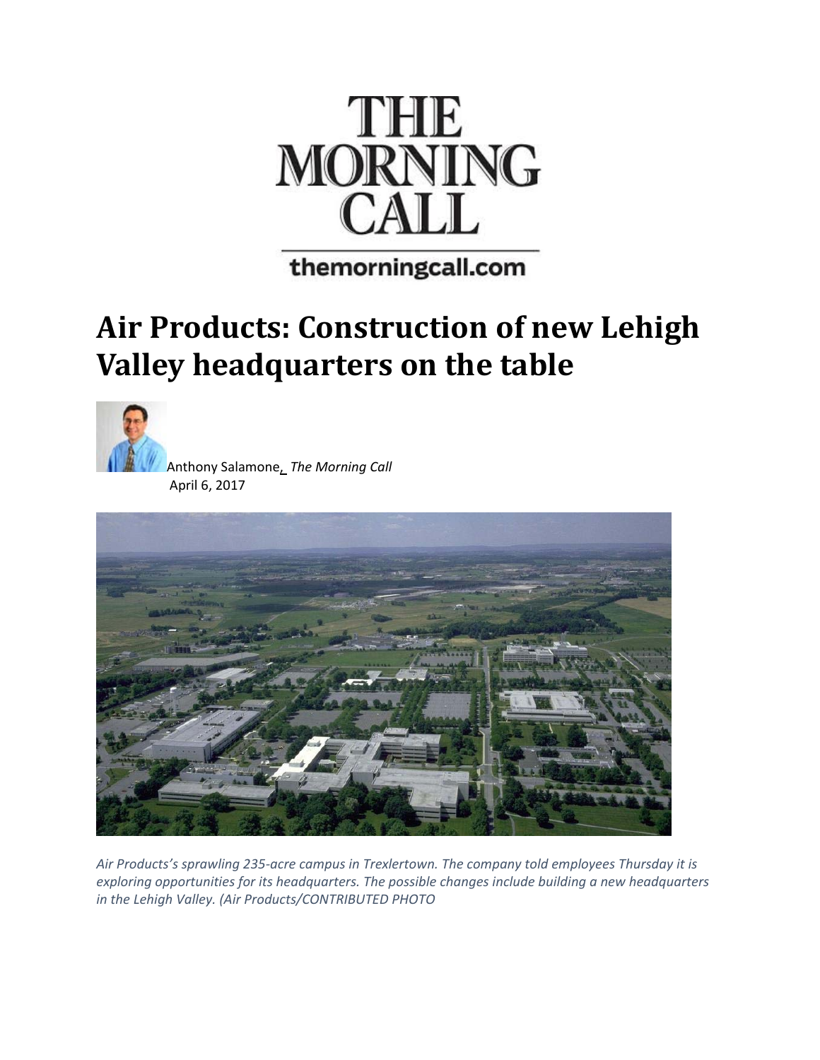THE MORNING CALL

themorningcall.com

# Air Products: Construction of new Lehigh Valley headquarters on the table

Anthony Salamone, *The Morning Call*
April 6, 2017

*Air Products's sprawling 235-acre campus in Trexlertown. The company told employees Thursday it is exploring opportunities for its headquarters. The possible changes include building a new headquarters in the Lehigh Valley. (Air Products/CONTRIBUTED PHOTO*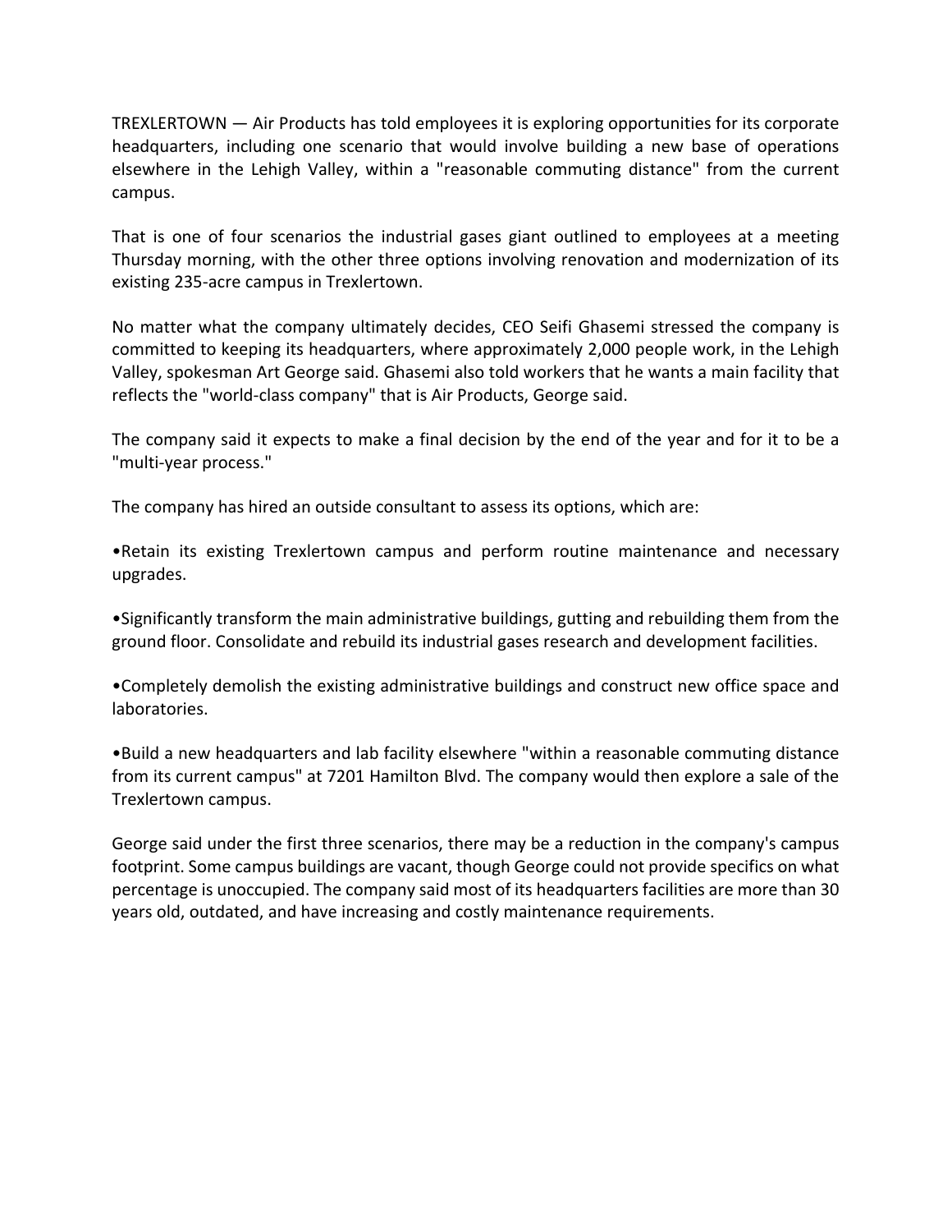TREXLERTOWN — Air Products has told employees it is exploring opportunities for its corporate headquarters, including one scenario that would involve building a new base of operations elsewhere in the Lehigh Valley, within a "reasonable commuting distance" from the current campus.

That is one of four scenarios the industrial gases giant outlined to employees at a meeting Thursday morning, with the other three options involving renovation and modernization of its existing 235-acre campus in Trexlertown.

No matter what the company ultimately decides, CEO Seifi Ghasemi stressed the company is committed to keeping its headquarters, where approximately 2,000 people work, in the Lehigh Valley, spokesman Art George said. Ghasemi also told workers that he wants a main facility that reflects the "world-class company" that is Air Products, George said.

The company said it expects to make a final decision by the end of the year and for it to be a "multi-year process."

The company has hired an outside consultant to assess its options, which are:

- Retain its existing Trexlertown campus and perform routine maintenance and necessary upgrades.
- Significantly transform the main administrative buildings, gutting and rebuilding them from the ground floor. Consolidate and rebuild its industrial gases research and development facilities.
- Completely demolish the existing administrative buildings and construct new office space and laboratories.
- Build a new headquarters and lab facility elsewhere "within a reasonable commuting distance from its current campus" at 7201 Hamilton Blvd. The company would then explore a sale of the Trexlertown campus.

George said under the first three scenarios, there may be a reduction in the company's campus footprint. Some campus buildings are vacant, though George could not provide specifics on what percentage is unoccupied. The company said most of its headquarters facilities are more than 30 years old, outdated, and have increasing and costly maintenance requirements.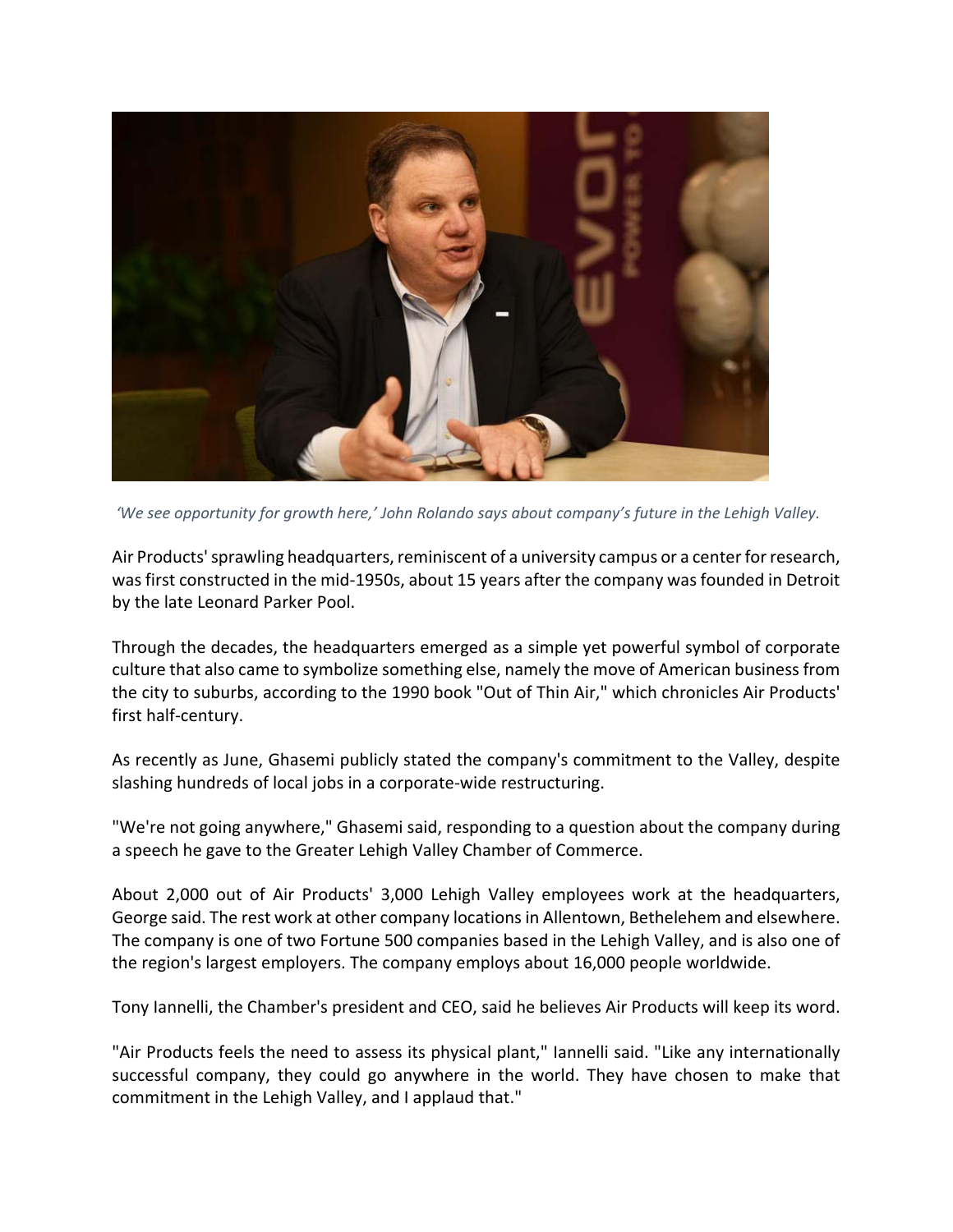*'We see opportunity for growth here,' John Rolando says about company's future in the Lehigh Valley.*

Air Products' sprawling headquarters, reminiscent of a university campus or a center for research, was first constructed in the mid-1950s, about 15 years after the company was founded in Detroit by the late Leonard Parker Pool.

Through the decades, the headquarters emerged as a simple yet powerful symbol of corporate culture that also came to symbolize something else, namely the move of American business from the city to suburbs, according to the 1990 book "Out of Thin Air," which chronicles Air Products' first half-century.

As recently as June, Ghasemi publicly stated the company's commitment to the Valley, despite slashing hundreds of local jobs in a corporate-wide restructuring.

"We're not going anywhere," Ghasemi said, responding to a question about the company during a speech he gave to the Greater Lehigh Valley Chamber of Commerce.

About 2,000 out of Air Products' 3,000 Lehigh Valley employees work at the headquarters, George said. The rest work at other company locations in Allentown, Bethelehem and elsewhere. The company is one of two Fortune 500 companies based in the Lehigh Valley, and is also one of the region's largest employers. The company employs about 16,000 people worldwide.

Tony Iannelli, the Chamber's president and CEO, said he believes Air Products will keep its word.

"Air Products feels the need to assess its physical plant," Iannelli said. "Like any internationally successful company, they could go anywhere in the world. They have chosen to make that commitment in the Lehigh Valley, and I applaud that."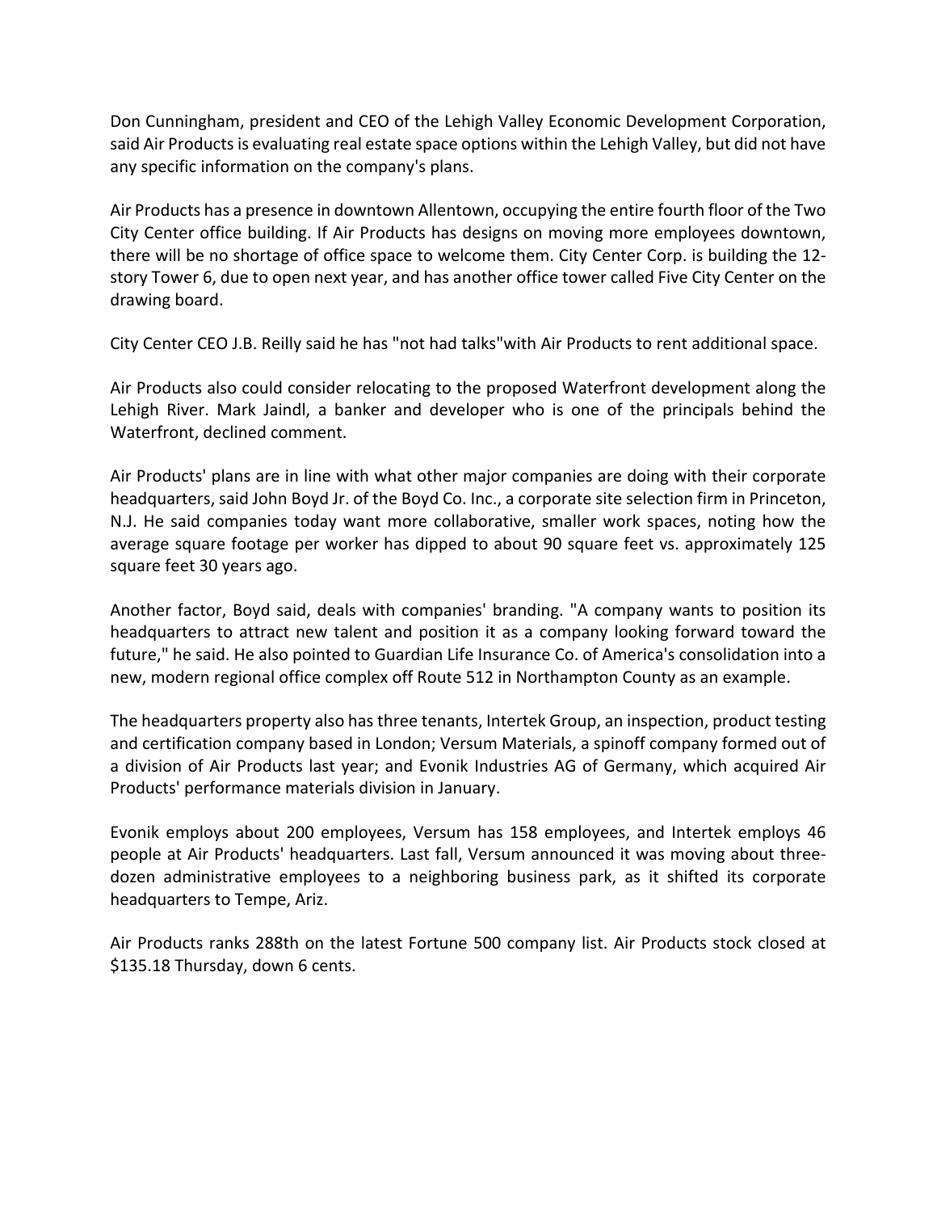Don Cunningham, president and CEO of the Lehigh Valley Economic Development Corporation, said Air Products is evaluating real estate space options within the Lehigh Valley, but did not have any specific information on the company's plans.

Air Products has a presence in downtown Allentown, occupying the entire fourth floor of the Two City Center office building. If Air Products has designs on moving more employees downtown, there will be no shortage of office space to welcome them. City Center Corp. is building the 12-story Tower 6, due to open next year, and has another office tower called Five City Center on the drawing board.

City Center CEO J.B. Reilly said he has "not had talks"with Air Products to rent additional space.

Air Products also could consider relocating to the proposed Waterfront development along the Lehigh River. Mark Jaindl, a banker and developer who is one of the principals behind the Waterfront, declined comment.

Air Products' plans are in line with what other major companies are doing with their corporate headquarters, said John Boyd Jr. of the Boyd Co. Inc., a corporate site selection firm in Princeton, N.J. He said companies today want more collaborative, smaller work spaces, noting how the average square footage per worker has dipped to about 90 square feet vs. approximately 125 square feet 30 years ago.

Another factor, Boyd said, deals with companies' branding. "A company wants to position its headquarters to attract new talent and position it as a company looking forward toward the future," he said. He also pointed to Guardian Life Insurance Co. of America's consolidation into a new, modern regional office complex off Route 512 in Northampton County as an example.

The headquarters property also has three tenants, Intertek Group, an inspection, product testing and certification company based in London; Versum Materials, a spinoff company formed out of a division of Air Products last year; and Evonik Industries AG of Germany, which acquired Air Products' performance materials division in January.

Evonik employs about 200 employees, Versum has 158 employees, and Intertek employs 46 people at Air Products' headquarters. Last fall, Versum announced it was moving about three-dozen administrative employees to a neighboring business park, as it shifted its corporate headquarters to Tempe, Ariz.

Air Products ranks 288th on the latest Fortune 500 company list. Air Products stock closed at $135.18 Thursday, down 6 cents.